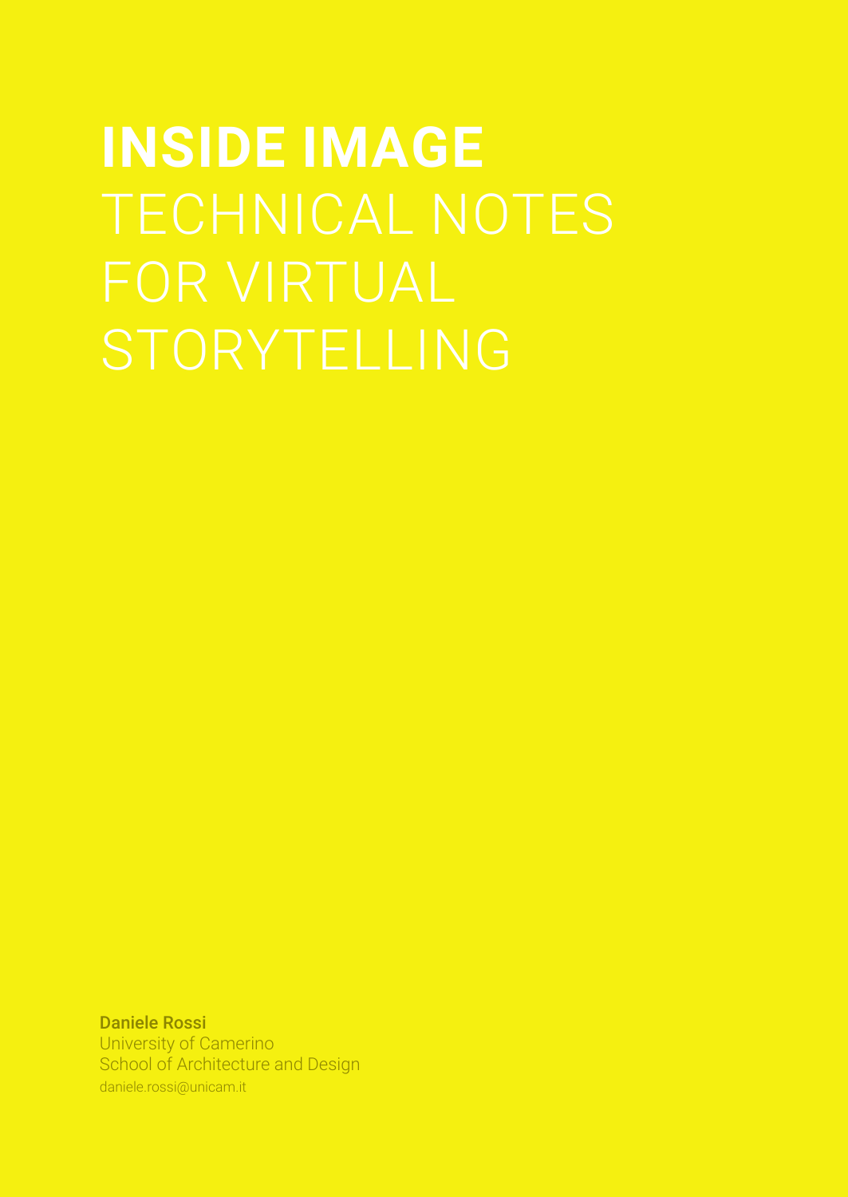# INSIDE IMAGE TECHNICAL NOTES FOR VIRTUAL STORYTELLING

**Daniele Rossi**
University of Camerino
School of Architecture and Design
daniele.rossi@unicam.it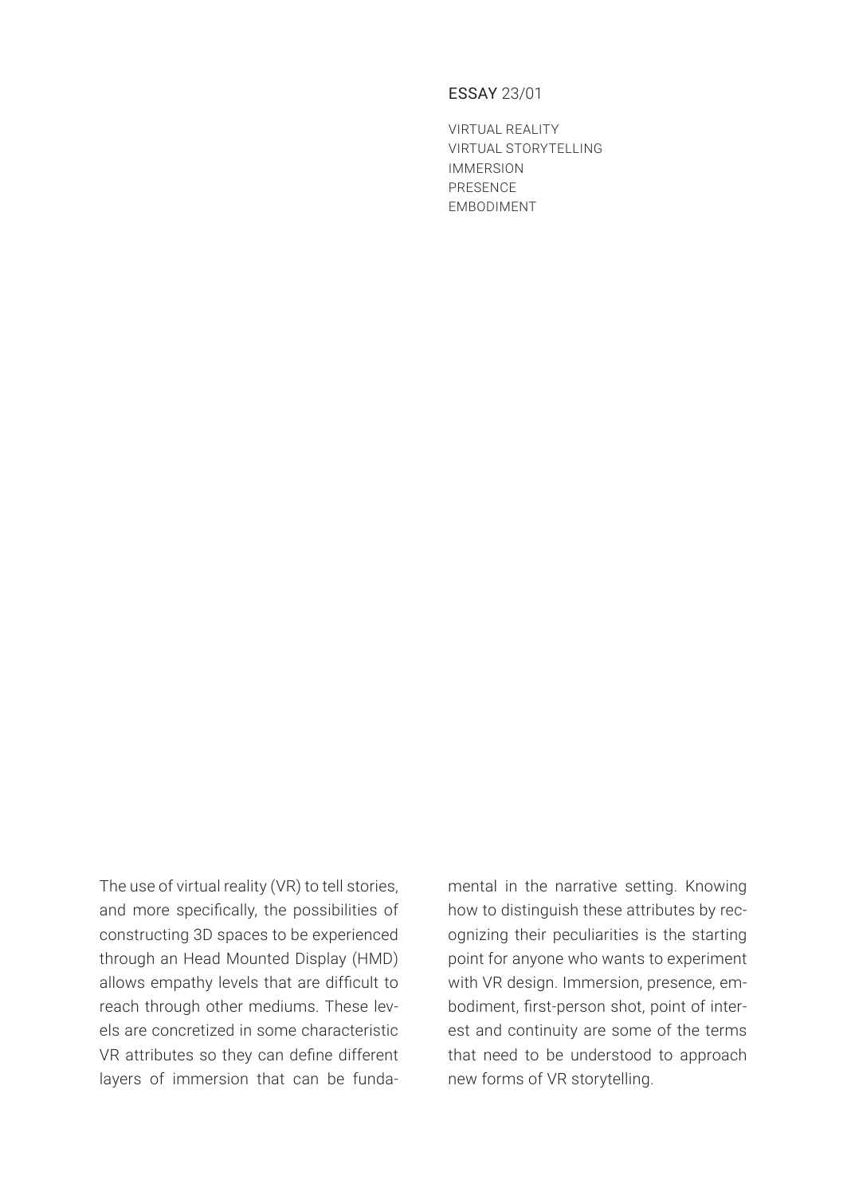ESSAY 23/01

VIRTUAL REALITY
VIRTUAL STORYTELLING
IMMERSION
PRESENCE
EMBODIMENT

The use of virtual reality (VR) to tell stories, and more specifically, the possibilities of constructing 3D spaces to be experienced through an Head Mounted Display (HMD) allows empathy levels that are difficult to reach through other mediums. These levels are concretized in some characteristic VR attributes so they can define different layers of immersion that can be fundamental in the narrative setting. Knowing how to distinguish these attributes by recognizing their peculiarities is the starting point for anyone who wants to experiment with VR design. Immersion, presence, embodiment, first-person shot, point of interest and continuity are some of the terms that need to be understood to approach new forms of VR storytelling.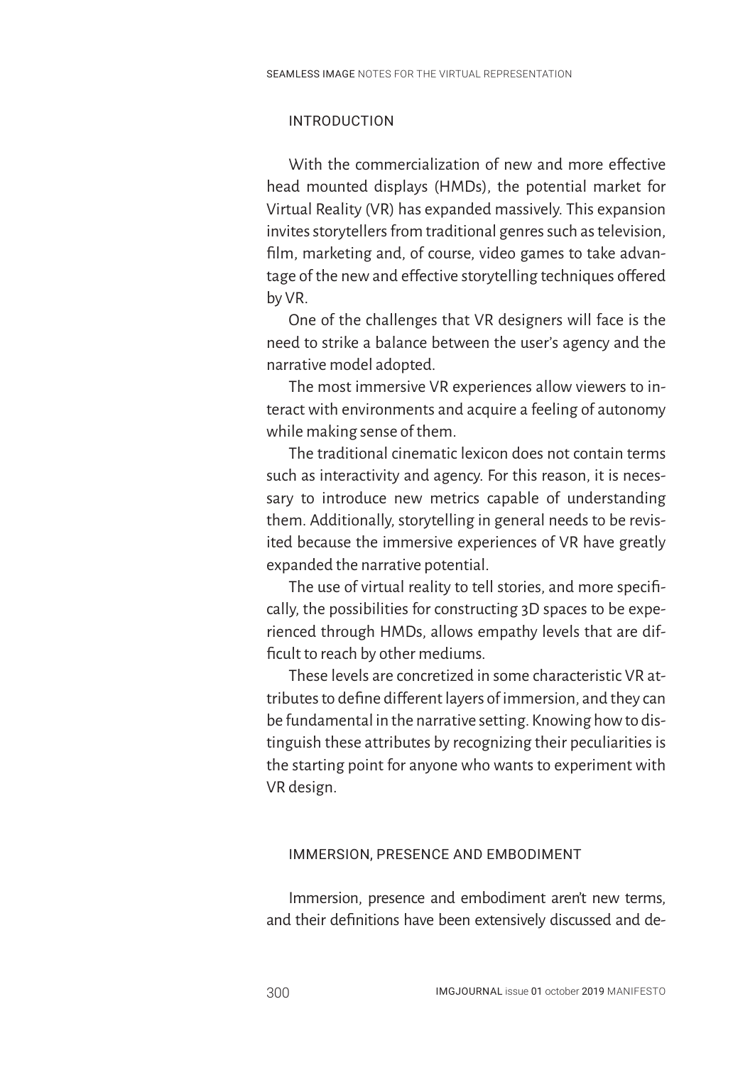## INTRODUCTION

With the commercialization of new and more effective head mounted displays (HMDs), the potential market for Virtual Reality (VR) has expanded massively. This expansion invites storytellers from traditional genres such as television, film, marketing and, of course, video games to take advantage of the new and effective storytelling techniques offered by VR.

One of the challenges that VR designers will face is the need to strike a balance between the user's agency and the narrative model adopted.

The most immersive VR experiences allow viewers to interact with environments and acquire a feeling of autonomy while making sense of them.

The traditional cinematic lexicon does not contain terms such as interactivity and agency. For this reason, it is necessary to introduce new metrics capable of understanding them. Additionally, storytelling in general needs to be revisited because the immersive experiences of VR have greatly expanded the narrative potential.

The use of virtual reality to tell stories, and more specifically, the possibilities for constructing 3D spaces to be experienced through HMDs, allows empathy levels that are difficult to reach by other mediums.

These levels are concretized in some characteristic VR attributes to define different layers of immersion, and they can be fundamental in the narrative setting. Knowing how to distinguish these attributes by recognizing their peculiarities is the starting point for anyone who wants to experiment with VR design.

## IMMERSION, PRESENCE AND EMBODIMENT

Immersion, presence and embodiment aren't new terms, and their definitions have been extensively discussed and de-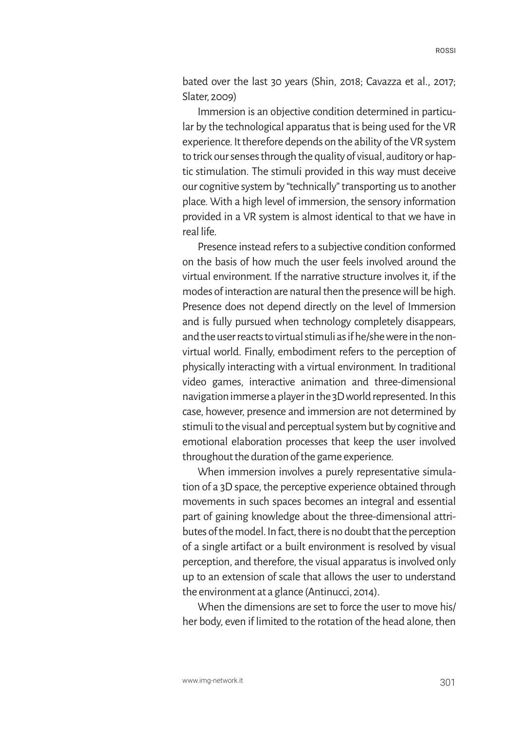bated over the last 30 years (Shin, 2018; Cavazza et al., 2017; Slater, 2009)

Immersion is an objective condition determined in particular by the technological apparatus that is being used for the VR experience. It therefore depends on the ability of the VR system to trick our senses through the quality of visual, auditory or haptic stimulation. The stimuli provided in this way must deceive our cognitive system by "technically" transporting us to another place. With a high level of immersion, the sensory information provided in a VR system is almost identical to that we have in real life.

Presence instead refers to a subjective condition conformed on the basis of how much the user feels involved around the virtual environment. If the narrative structure involves it, if the modes of interaction are natural then the presence will be high. Presence does not depend directly on the level of Immersion and is fully pursued when technology completely disappears, and the user reacts to virtual stimuli as if he/she were in the non-virtual world. Finally, embodiment refers to the perception of physically interacting with a virtual environment. In traditional video games, interactive animation and three-dimensional navigation immerse a player in the 3D world represented. In this case, however, presence and immersion are not determined by stimuli to the visual and perceptual system but by cognitive and emotional elaboration processes that keep the user involved throughout the duration of the game experience.

When immersion involves a purely representative simulation of a 3D space, the perceptive experience obtained through movements in such spaces becomes an integral and essential part of gaining knowledge about the three-dimensional attributes of the model. In fact, there is no doubt that the perception of a single artifact or a built environment is resolved by visual perception, and therefore, the visual apparatus is involved only up to an extension of scale that allows the user to understand the environment at a glance (Antinucci, 2014).

When the dimensions are set to force the user to move his/her body, even if limited to the rotation of the head alone, then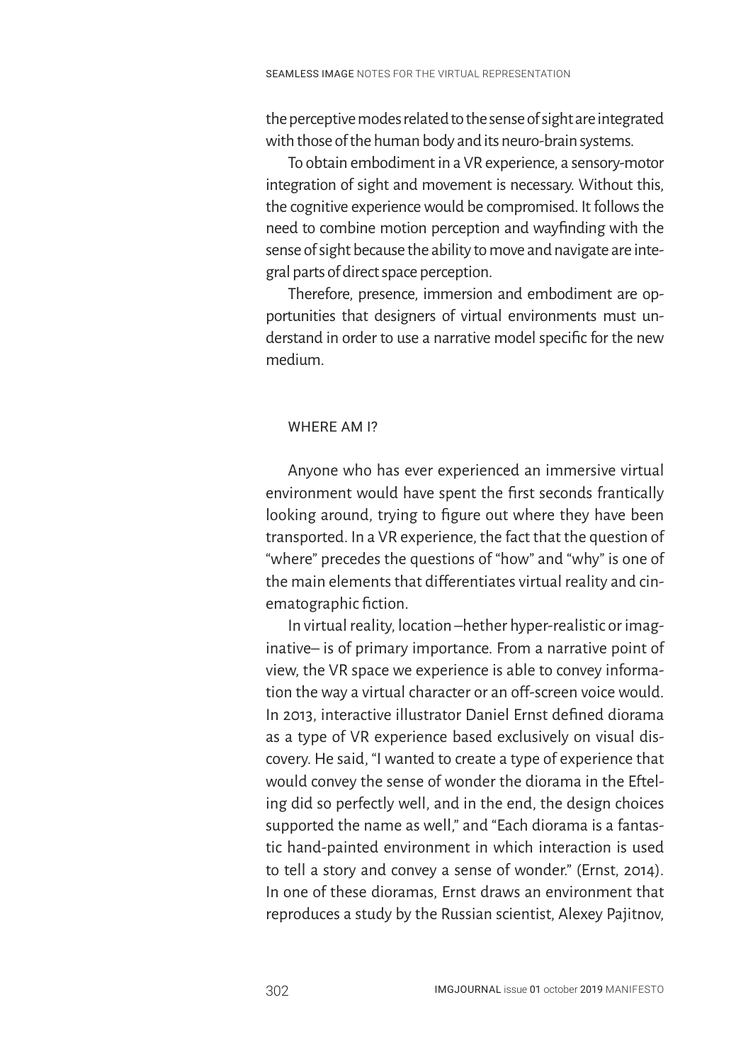the perceptive modes related to the sense of sight are integrated with those of the human body and its neuro-brain systems.

To obtain embodiment in a VR experience, a sensory-motor integration of sight and movement is necessary. Without this, the cognitive experience would be compromised. It follows the need to combine motion perception and wayfinding with the sense of sight because the ability to move and navigate are integral parts of direct space perception.

Therefore, presence, immersion and embodiment are opportunities that designers of virtual environments must understand in order to use a narrative model specific for the new medium.

## WHERE AM I?

Anyone who has ever experienced an immersive virtual environment would have spent the first seconds frantically looking around, trying to figure out where they have been transported. In a VR experience, the fact that the question of "where" precedes the questions of "how" and "why" is one of the main elements that differentiates virtual reality and cinematographic fiction.

In virtual reality, location –hether hyper-realistic or imaginative– is of primary importance. From a narrative point of view, the VR space we experience is able to convey information the way a virtual character or an off-screen voice would. In 2013, interactive illustrator Daniel Ernst defined diorama as a type of VR experience based exclusively on visual discovery. He said, "I wanted to create a type of experience that would convey the sense of wonder the diorama in the Efteling did so perfectly well, and in the end, the design choices supported the name as well," and "Each diorama is a fantastic hand-painted environment in which interaction is used to tell a story and convey a sense of wonder." (Ernst, 2014). In one of these dioramas, Ernst draws an environment that reproduces a study by the Russian scientist, Alexey Pajitnov,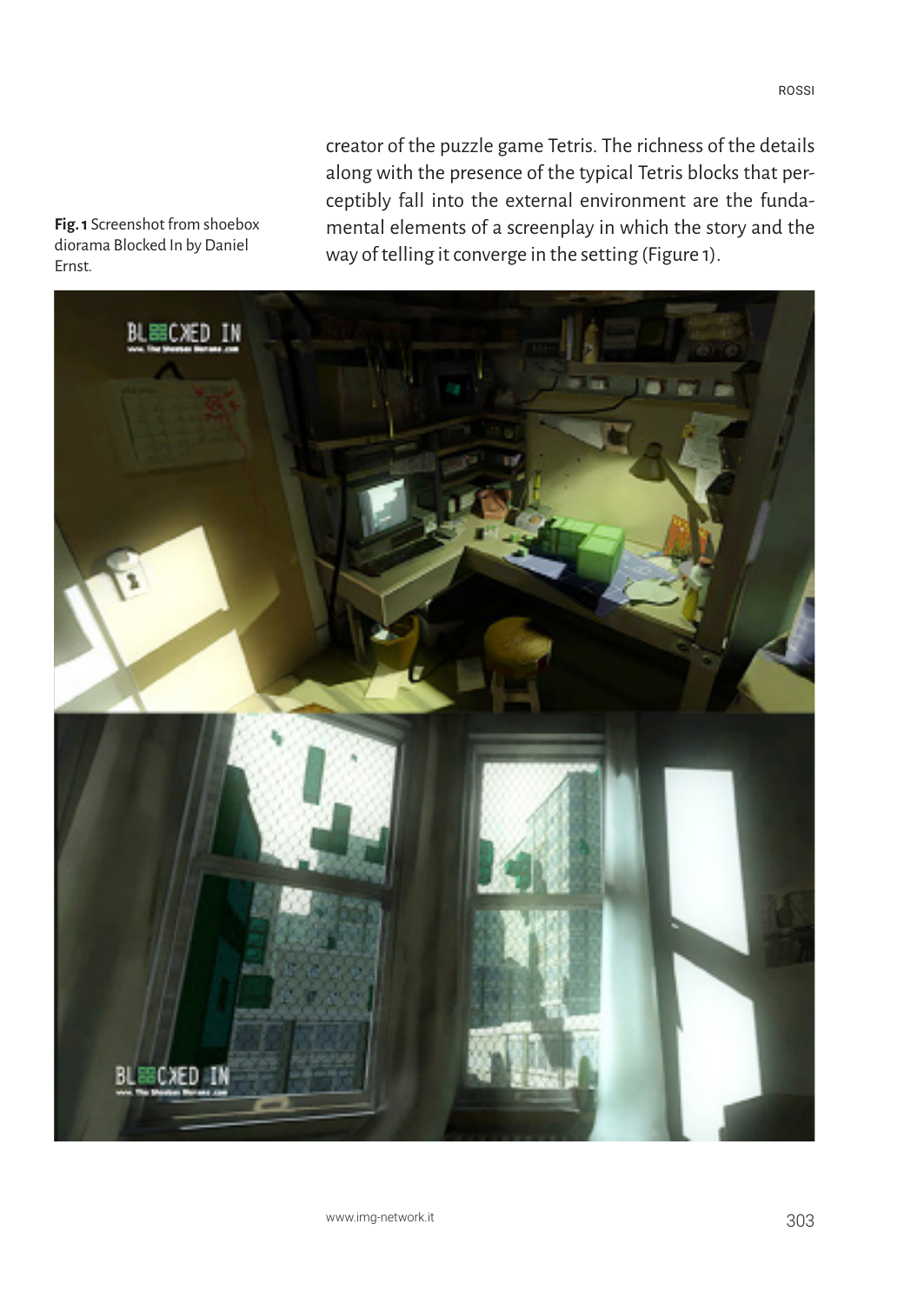creator of the puzzle game Tetris. The richness of the details along with the presence of the typical Tetris blocks that perceptibly fall into the external environment are the fundamental elements of a screenplay in which the story and the way of telling it converge in the setting (Figure 1).

**Fig. 1** Screenshot from shoebox diorama Blocked In by Daniel Ernst.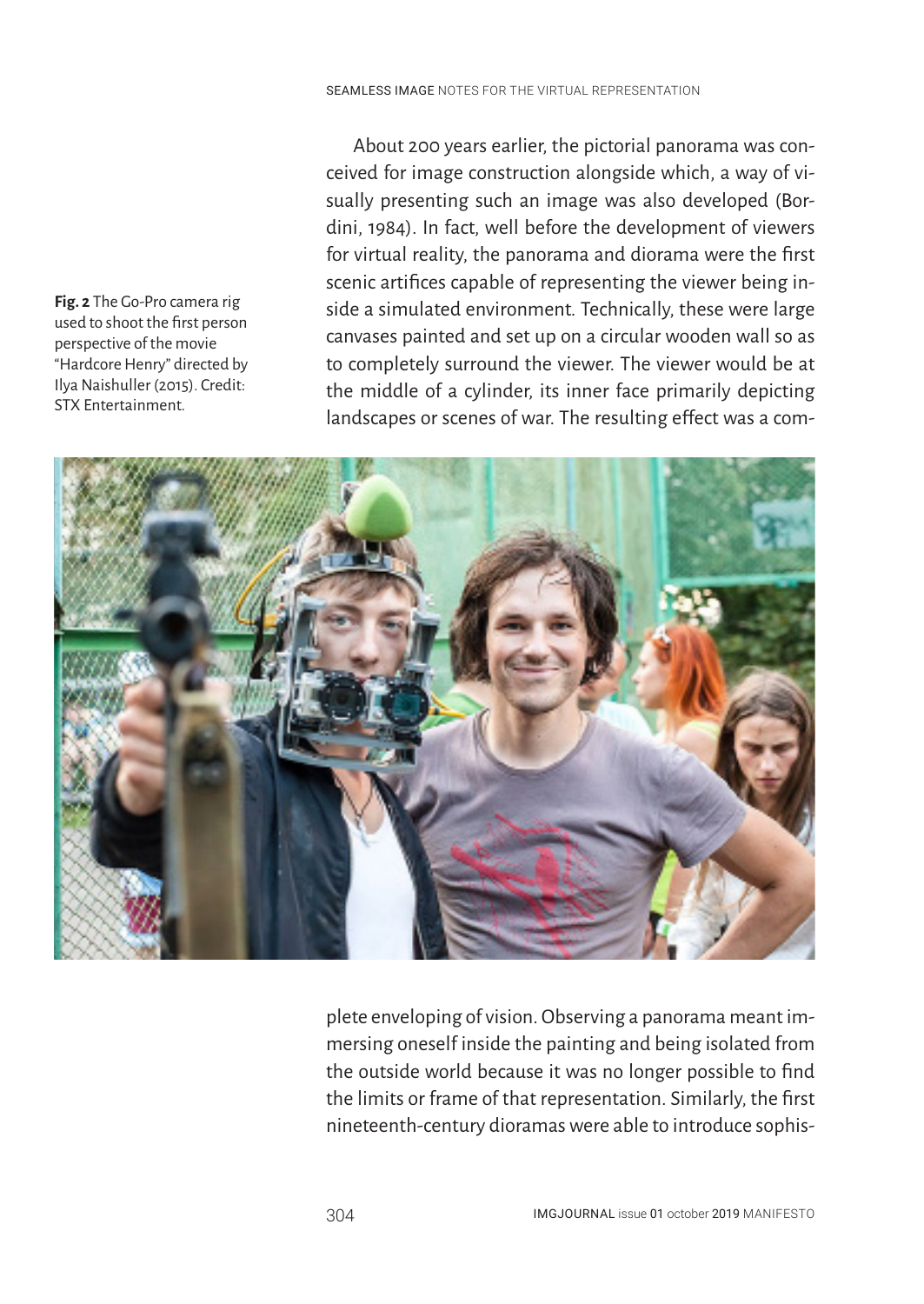About 200 years earlier, the pictorial panorama was conceived for image construction alongside which, a way of visually presenting such an image was also developed (Bordini, 1984). In fact, well before the development of viewers for virtual reality, the panorama and diorama were the first scenic artifices capable of representing the viewer being inside a simulated environment. Technically, these were large canvases painted and set up on a circular wooden wall so as to completely surround the viewer. The viewer would be at the middle of a cylinder, its inner face primarily depicting landscapes or scenes of war. The resulting effect was a complete enveloping of vision. Observing a panorama meant immersing oneself inside the painting and being isolated from the outside world because it was no longer possible to find the limits or frame of that representation. Similarly, the first nineteenth-century dioramas were able to introduce sophis-

**Fig. 2** The Go-Pro camera rig used to shoot the first person perspective of the movie "Hardcore Henry" directed by Ilya Naishuller (2015). Credit: STX Entertainment.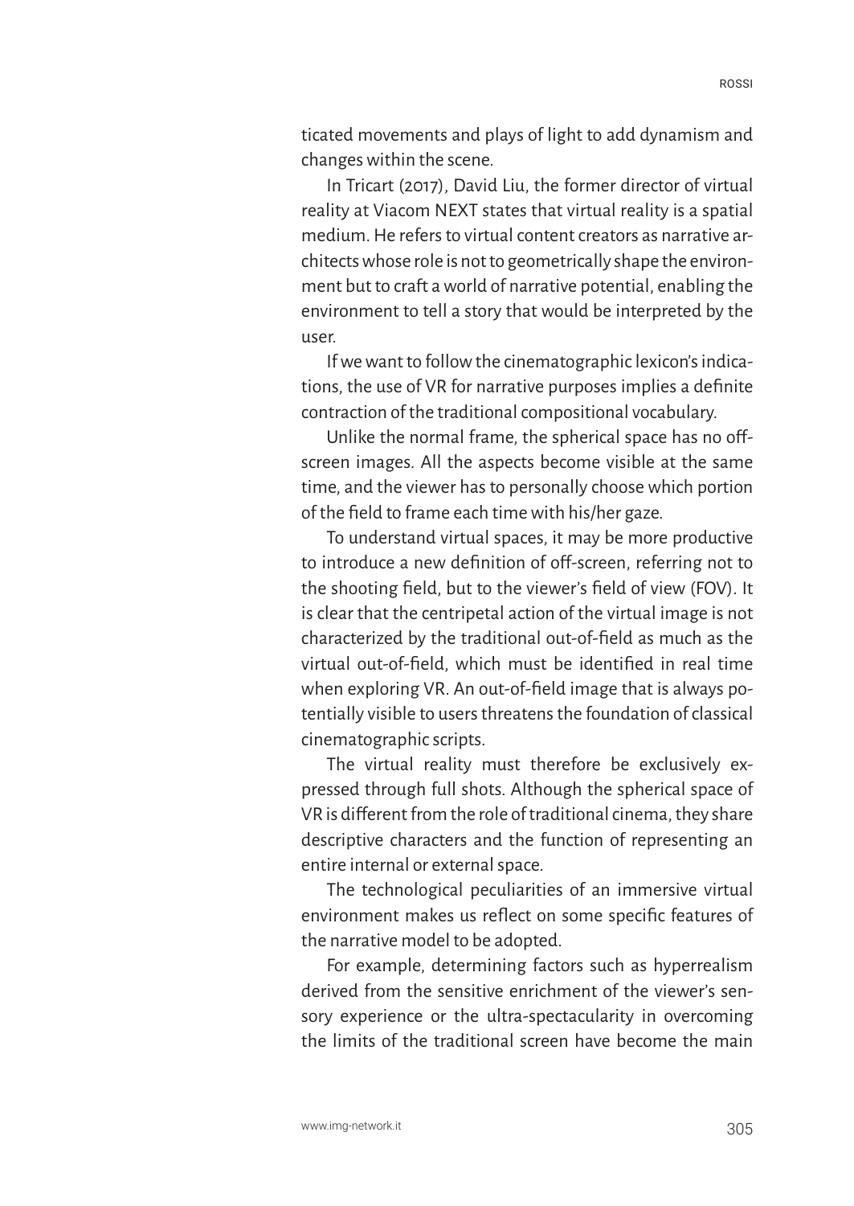ticated movements and plays of light to add dynamism and changes within the scene.

In Tricart (2017), David Liu, the former director of virtual reality at Viacom NEXT states that virtual reality is a spatial medium. He refers to virtual content creators as narrative architects whose role is not to geometrically shape the environment but to craft a world of narrative potential, enabling the environment to tell a story that would be interpreted by the user.

If we want to follow the cinematographic lexicon's indications, the use of VR for narrative purposes implies a definite contraction of the traditional compositional vocabulary.

Unlike the normal frame, the spherical space has no off-screen images. All the aspects become visible at the same time, and the viewer has to personally choose which portion of the field to frame each time with his/her gaze.

To understand virtual spaces, it may be more productive to introduce a new definition of off-screen, referring not to the shooting field, but to the viewer's field of view (FOV). It is clear that the centripetal action of the virtual image is not characterized by the traditional out-of-field as much as the virtual out-of-field, which must be identified in real time when exploring VR. An out-of-field image that is always potentially visible to users threatens the foundation of classical cinematographic scripts.

The virtual reality must therefore be exclusively expressed through full shots. Although the spherical space of VR is different from the role of traditional cinema, they share descriptive characters and the function of representing an entire internal or external space.

The technological peculiarities of an immersive virtual environment makes us reflect on some specific features of the narrative model to be adopted.

For example, determining factors such as hyperrealism derived from the sensitive enrichment of the viewer's sensory experience or the ultra-spectacularity in overcoming the limits of the traditional screen have become the main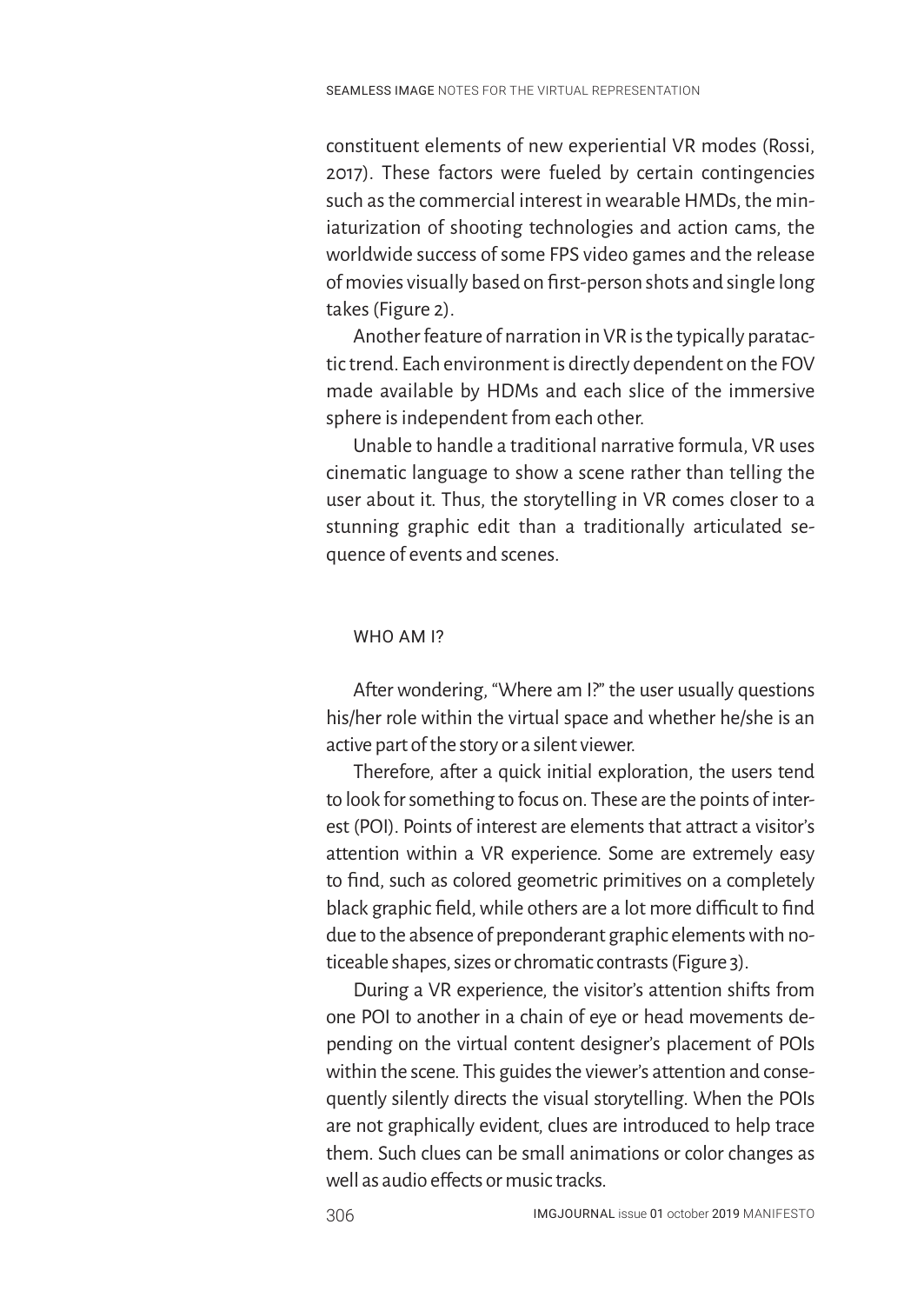constituent elements of new experiential VR modes (Rossi, 2017). These factors were fueled by certain contingencies such as the commercial interest in wearable HMDs, the miniaturization of shooting technologies and action cams, the worldwide success of some FPS video games and the release of movies visually based on first-person shots and single long takes (Figure 2).

Another feature of narration in VR is the typically paratactic trend. Each environment is directly dependent on the FOV made available by HDMs and each slice of the immersive sphere is independent from each other.

Unable to handle a traditional narrative formula, VR uses cinematic language to show a scene rather than telling the user about it. Thus, the storytelling in VR comes closer to a stunning graphic edit than a traditionally articulated sequence of events and scenes.

## WHO AM I?

After wondering, "Where am I?" the user usually questions his/her role within the virtual space and whether he/she is an active part of the story or a silent viewer.

Therefore, after a quick initial exploration, the users tend to look for something to focus on. These are the points of interest (POI). Points of interest are elements that attract a visitor's attention within a VR experience. Some are extremely easy to find, such as colored geometric primitives on a completely black graphic field, while others are a lot more difficult to find due to the absence of preponderant graphic elements with noticeable shapes, sizes or chromatic contrasts (Figure 3).

During a VR experience, the visitor's attention shifts from one POI to another in a chain of eye or head movements depending on the virtual content designer's placement of POIs within the scene. This guides the viewer's attention and consequently silently directs the visual storytelling. When the POIs are not graphically evident, clues are introduced to help trace them. Such clues can be small animations or color changes as well as audio effects or music tracks.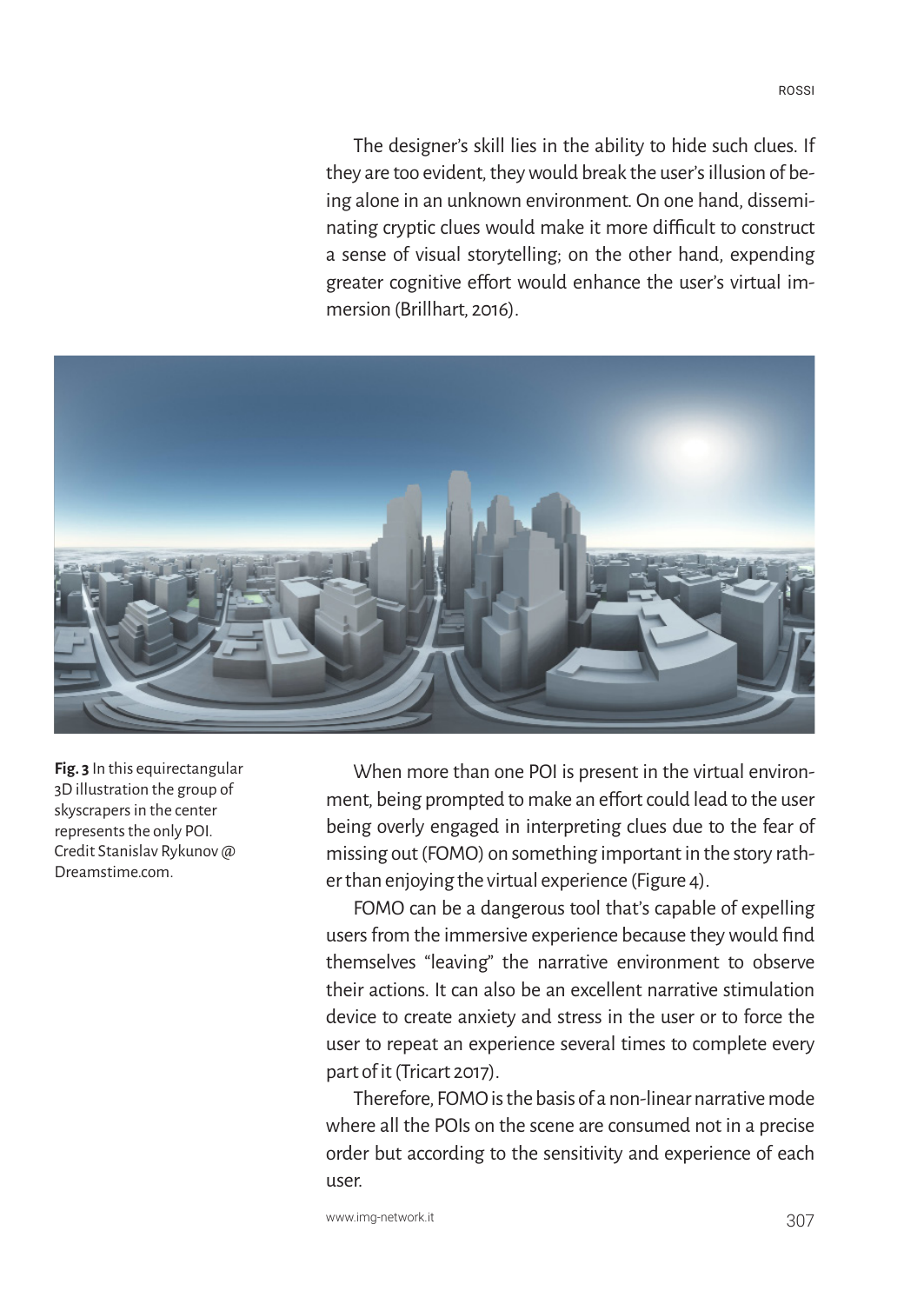The designer's skill lies in the ability to hide such clues. If they are too evident, they would break the user's illusion of being alone in an unknown environment. On one hand, disseminating cryptic clues would make it more difficult to construct a sense of visual storytelling; on the other hand, expending greater cognitive effort would enhance the user's virtual immersion (Brillhart, 2016).

**Fig. 3** In this equirectangular 3D illustration the group of skyscrapers in the center represents the only POI. Credit Stanislav Rykunov @ Dreamstime.com.

When more than one POI is present in the virtual environment, being prompted to make an effort could lead to the user being overly engaged in interpreting clues due to the fear of missing out (FOMO) on something important in the story rather than enjoying the virtual experience (Figure 4).

FOMO can be a dangerous tool that's capable of expelling users from the immersive experience because they would find themselves "leaving" the narrative environment to observe their actions. It can also be an excellent narrative stimulation device to create anxiety and stress in the user or to force the user to repeat an experience several times to complete every part of it (Tricart 2017).

Therefore, FOMO is the basis of a non-linear narrative mode where all the POIs on the scene are consumed not in a precise order but according to the sensitivity and experience of each user.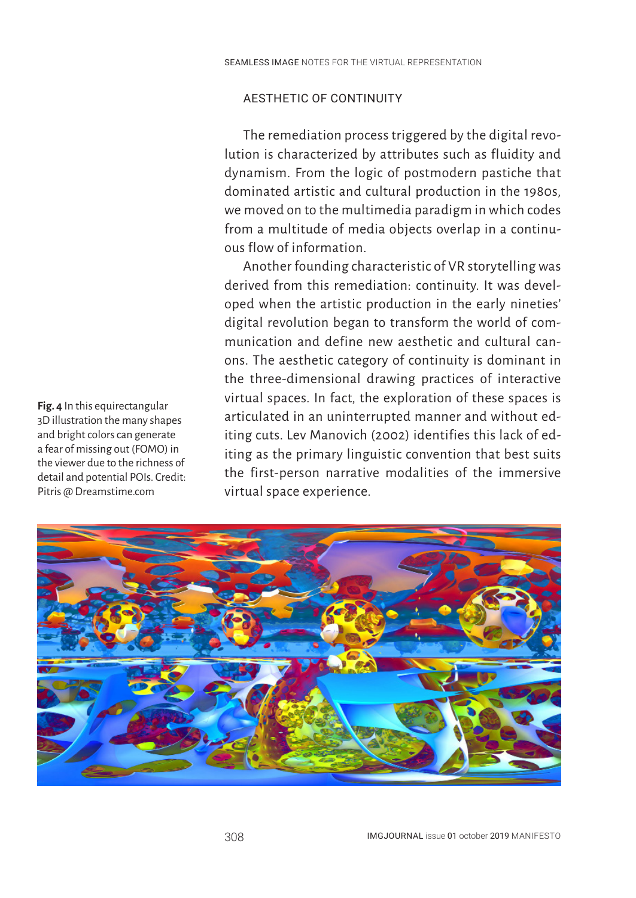## AESTHETIC OF CONTINUITY

The remediation process triggered by the digital revolution is characterized by attributes such as fluidity and dynamism. From the logic of postmodern pastiche that dominated artistic and cultural production in the 1980s, we moved on to the multimedia paradigm in which codes from a multitude of media objects overlap in a continuous flow of information.

Another founding characteristic of VR storytelling was derived from this remediation: continuity. It was developed when the artistic production in the early nineties' digital revolution began to transform the world of communication and define new aesthetic and cultural canons. The aesthetic category of continuity is dominant in the three-dimensional drawing practices of interactive virtual spaces. In fact, the exploration of these spaces is articulated in an uninterrupted manner and without editing cuts. Lev Manovich (2002) identifies this lack of editing as the primary linguistic convention that best suits the first-person narrative modalities of the immersive virtual space experience.

**Fig. 4** In this equirectangular 3D illustration the many shapes and bright colors can generate a fear of missing out (FOMO) in the viewer due to the richness of detail and potential POIs. Credit: Pitris @ Dreamstime.com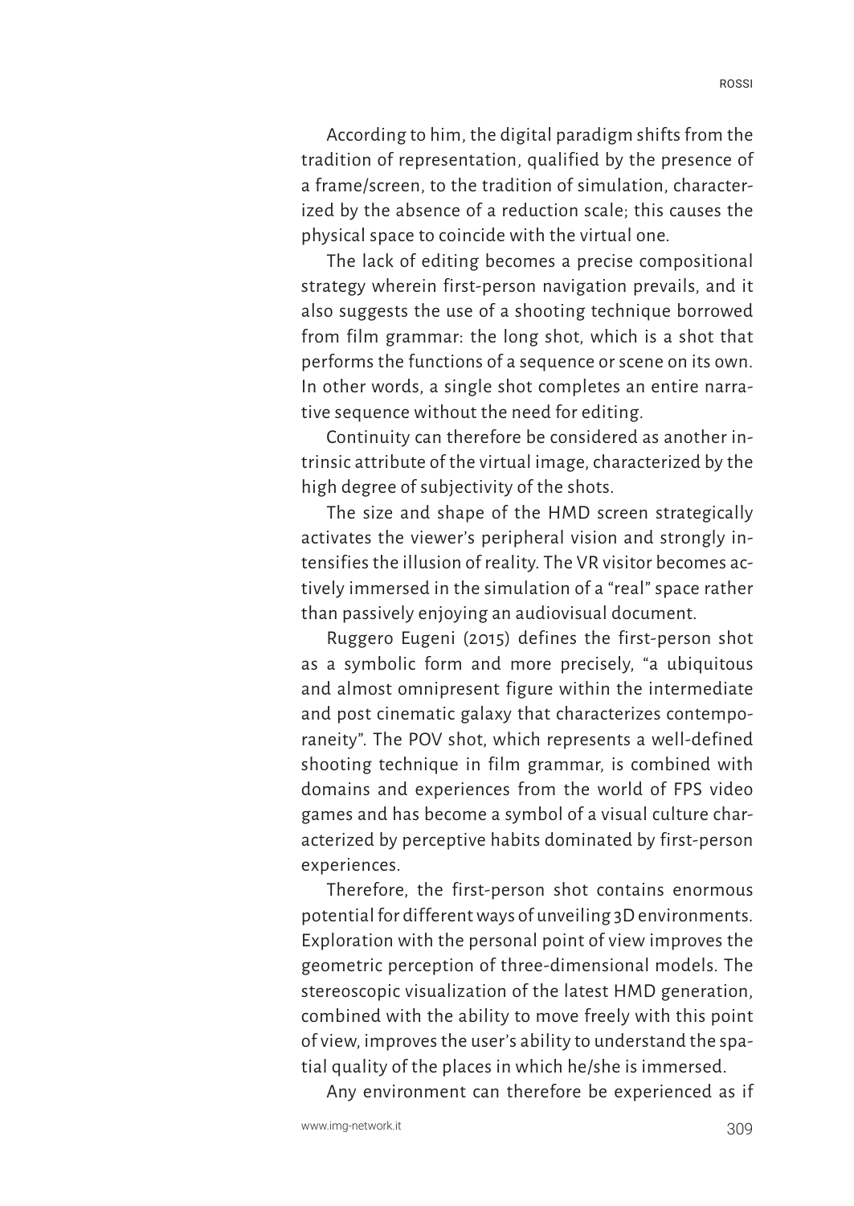According to him, the digital paradigm shifts from the tradition of representation, qualified by the presence of a frame/screen, to the tradition of simulation, characterized by the absence of a reduction scale; this causes the physical space to coincide with the virtual one.

The lack of editing becomes a precise compositional strategy wherein first-person navigation prevails, and it also suggests the use of a shooting technique borrowed from film grammar: the long shot, which is a shot that performs the functions of a sequence or scene on its own. In other words, a single shot completes an entire narrative sequence without the need for editing.

Continuity can therefore be considered as another intrinsic attribute of the virtual image, characterized by the high degree of subjectivity of the shots.

The size and shape of the HMD screen strategically activates the viewer's peripheral vision and strongly intensifies the illusion of reality. The VR visitor becomes actively immersed in the simulation of a "real" space rather than passively enjoying an audiovisual document.

Ruggero Eugeni (2015) defines the first-person shot as a symbolic form and more precisely, "a ubiquitous and almost omnipresent figure within the intermediate and post cinematic galaxy that characterizes contemporaneity". The POV shot, which represents a well-defined shooting technique in film grammar, is combined with domains and experiences from the world of FPS video games and has become a symbol of a visual culture characterized by perceptive habits dominated by first-person experiences.

Therefore, the first-person shot contains enormous potential for different ways of unveiling 3D environments. Exploration with the personal point of view improves the geometric perception of three-dimensional models. The stereoscopic visualization of the latest HMD generation, combined with the ability to move freely with this point of view, improves the user's ability to understand the spatial quality of the places in which he/she is immersed.

Any environment can therefore be experienced as if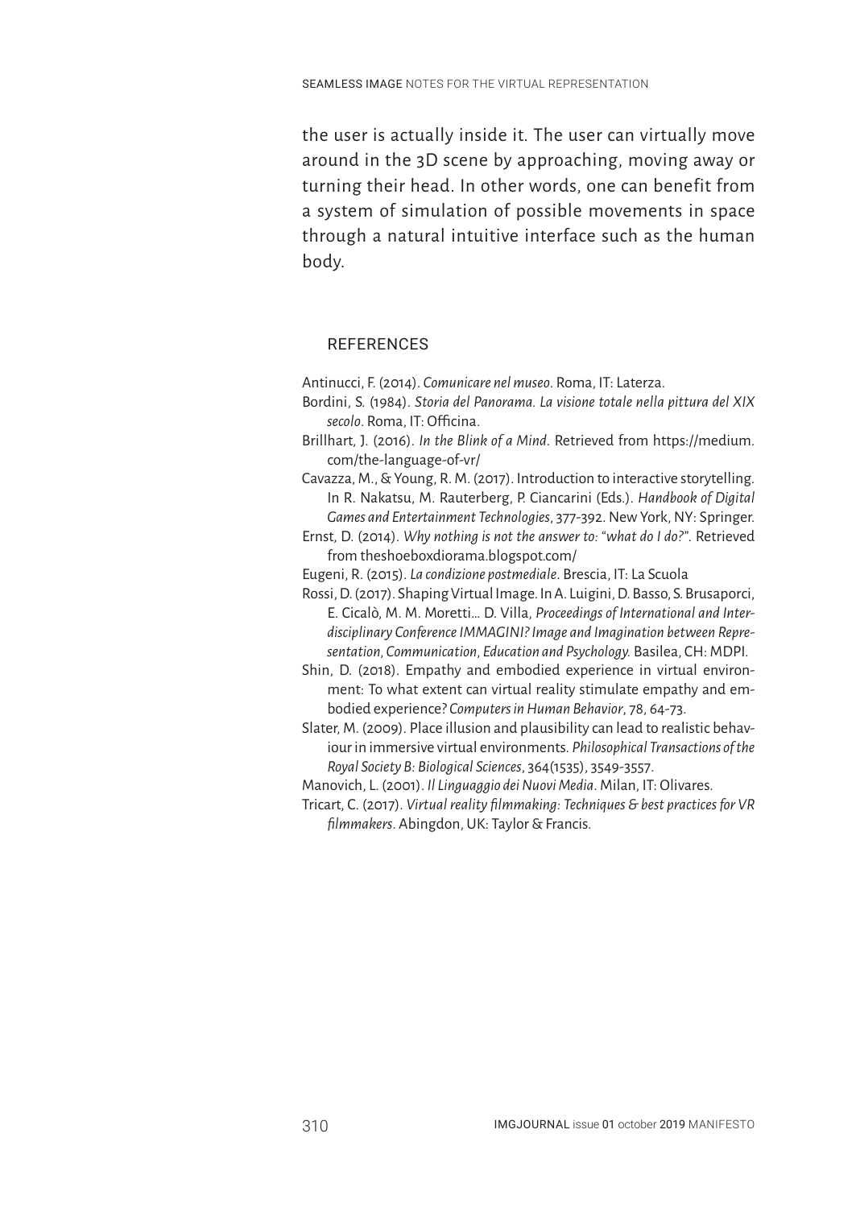the user is actually inside it. The user can virtually move around in the 3D scene by approaching, moving away or turning their head. In other words, one can benefit from a system of simulation of possible movements in space through a natural intuitive interface such as the human body.

## REFERENCES

Antinucci, F. (2014). *Comunicare nel museo*. Roma, IT: Laterza.

Bordini, S. (1984). *Storia del Panorama. La visione totale nella pittura del XIX secolo*. Roma, IT: Officina.

Brillhart, J. (2016). *In the Blink of a Mind*. Retrieved from https://medium.com/the-language-of-vr/

Cavazza, M., & Young, R. M. (2017). Introduction to interactive storytelling. In R. Nakatsu, M. Rauterberg, P. Ciancarini (Eds.). *Handbook of Digital Games and Entertainment Technologies*, 377-392. New York, NY: Springer.

Ernst, D. (2014). *Why nothing is not the answer to: "what do I do?"*. Retrieved from theshoeboxdiorama.blogspot.com/

Eugeni, R. (2015). *La condizione postmediale*. Brescia, IT: La Scuola

Rossi, D. (2017). Shaping Virtual Image. In A. Luigini, D. Basso, S. Brusaporci, E. Cicalò, M. M. Moretti… D. Villa, *Proceedings of International and Interdisciplinary Conference IMMAGINI? Image and Imagination between Representation, Communication, Education and Psychology.* Basilea, CH: MDPI.

Shin, D. (2018). Empathy and embodied experience in virtual environment: To what extent can virtual reality stimulate empathy and embodied experience? *Computers in Human Behavior*, 78, 64-73.

Slater, M. (2009). Place illusion and plausibility can lead to realistic behaviour in immersive virtual environments. *Philosophical Transactions of the Royal Society B: Biological Sciences*, 364(1535), 3549-3557.

Manovich, L. (2001). *Il Linguaggio dei Nuovi Media*. Milan, IT: Olivares.

Tricart, C. (2017). *Virtual reality filmmaking: Techniques & best practices for VR filmmakers*. Abingdon, UK: Taylor & Francis.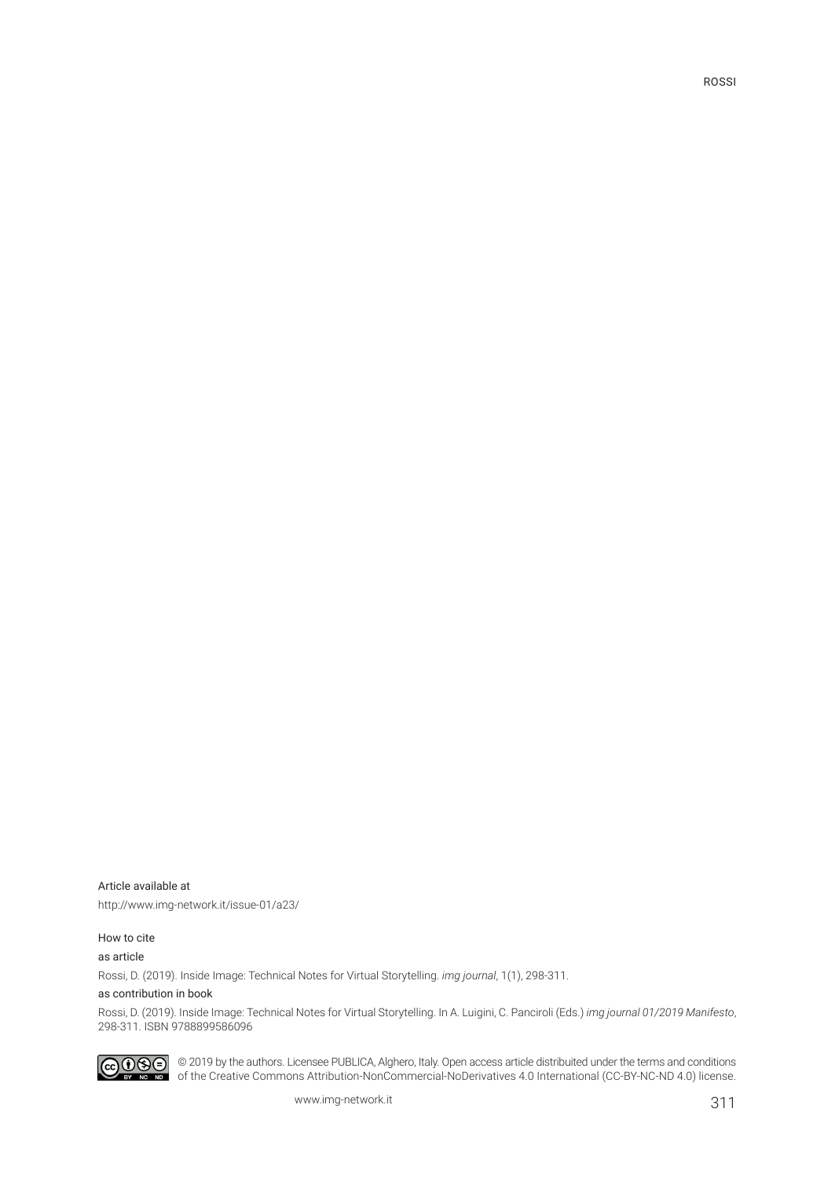Article available at

http://www.img-network.it/issue-01/a23/

How to cite

as article

Rossi, D. (2019). Inside Image: Technical Notes for Virtual Storytelling. *img journal*, 1(1), 298-311.

as contribution in book

Rossi, D. (2019). Inside Image: Technical Notes for Virtual Storytelling. In A. Luigini, C. Panciroli (Eds.) *img journal 01/2019 Manifesto*, 298-311. ISBN 9788899586096

© 2019 by the authors. Licensee PUBLICA, Alghero, Italy. Open access article distribuited under the terms and conditions of the Creative Commons Attribution-NonCommercial-NoDerivatives 4.0 International (CC-BY-NC-ND 4.0) license.